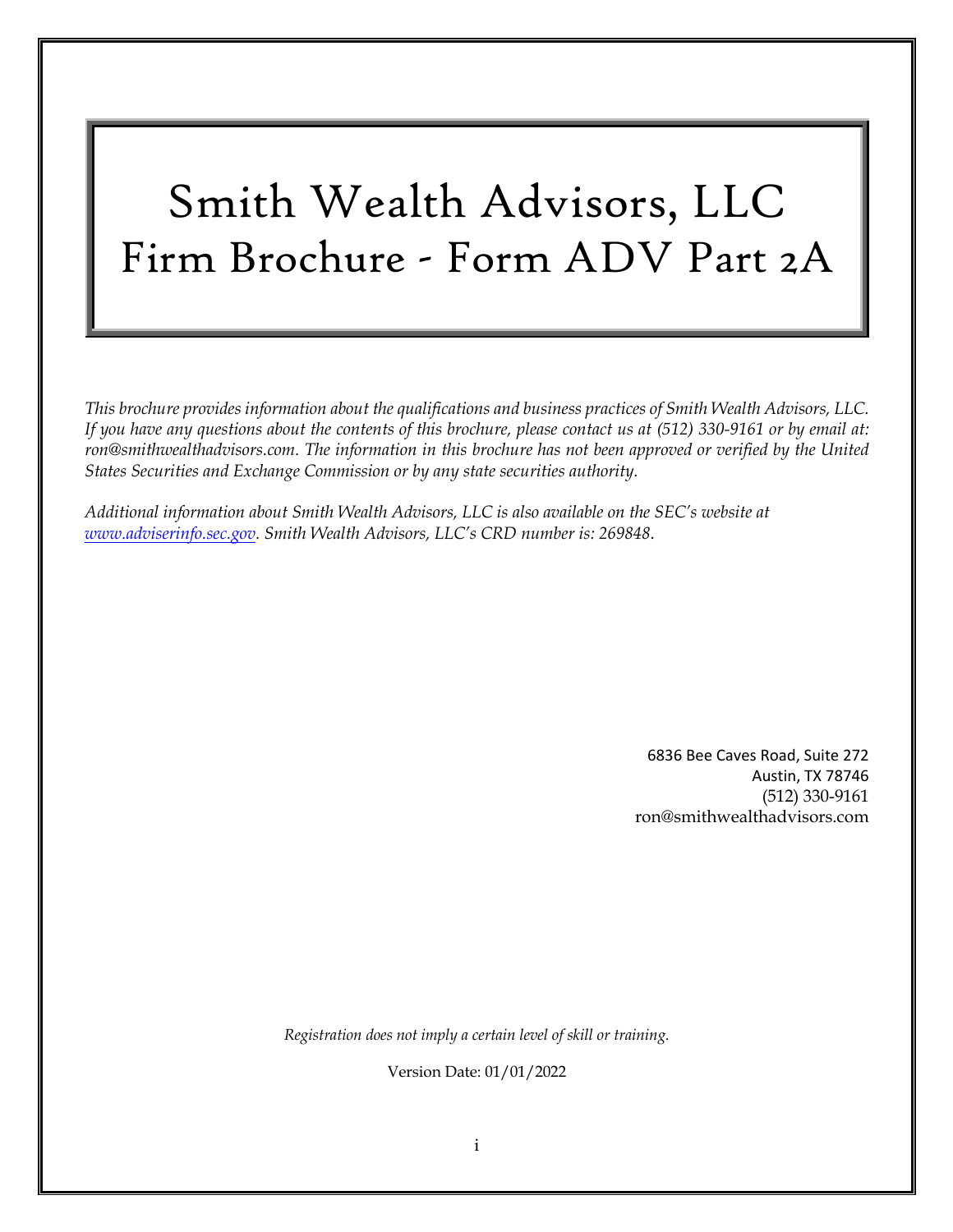# Smith Wealth Advisors, LLC
# Firm Brochure - Form ADV Part 2A

*This brochure provides information about the qualifications and business practices of Smith Wealth Advisors, LLC. If you have any questions about the contents of this brochure, please contact us at (512) 330-9161 or by email at: ron@smithwealthadvisors.com. The information in this brochure has not been approved or verified by the United States Securities and Exchange Commission or by any state securities authority.*

*Additional information about Smith Wealth Advisors, LLC is also available on the SEC's website at [www.adviserinfo.sec.gov](http://www.adviserinfo.sec.gov). Smith Wealth Advisors, LLC's CRD number is: 269848.*

6836 Bee Caves Road, Suite 272
Austin, TX 78746
(512) 330-9161
ron@smithwealthadvisors.com

*Registration does not imply a certain level of skill or training.*

Version Date: 01/01/2022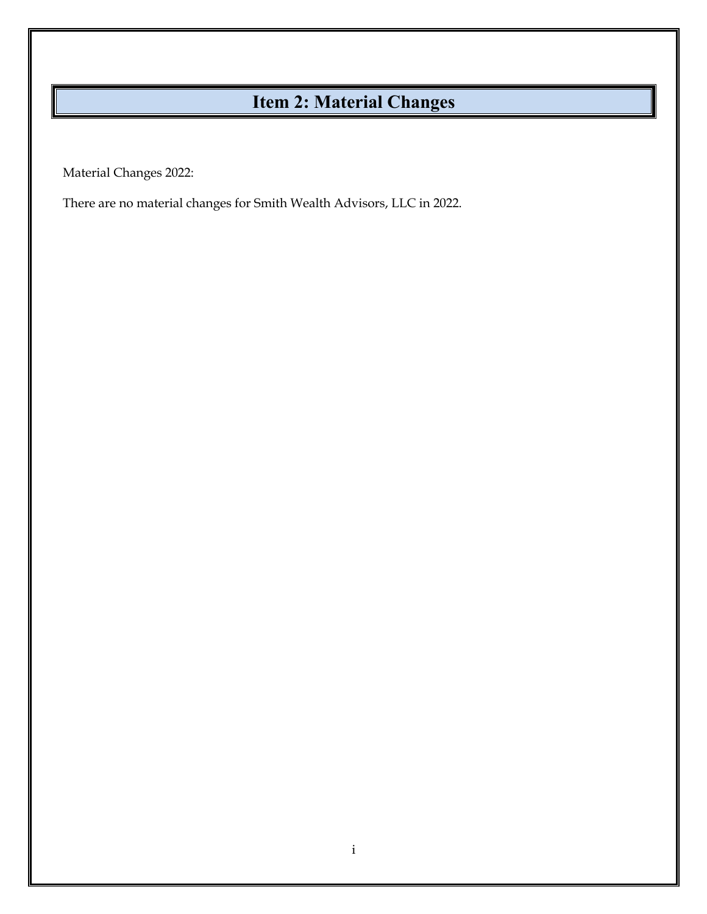# Item 2: Material Changes

Material Changes 2022:

There are no material changes for Smith Wealth Advisors, LLC in 2022.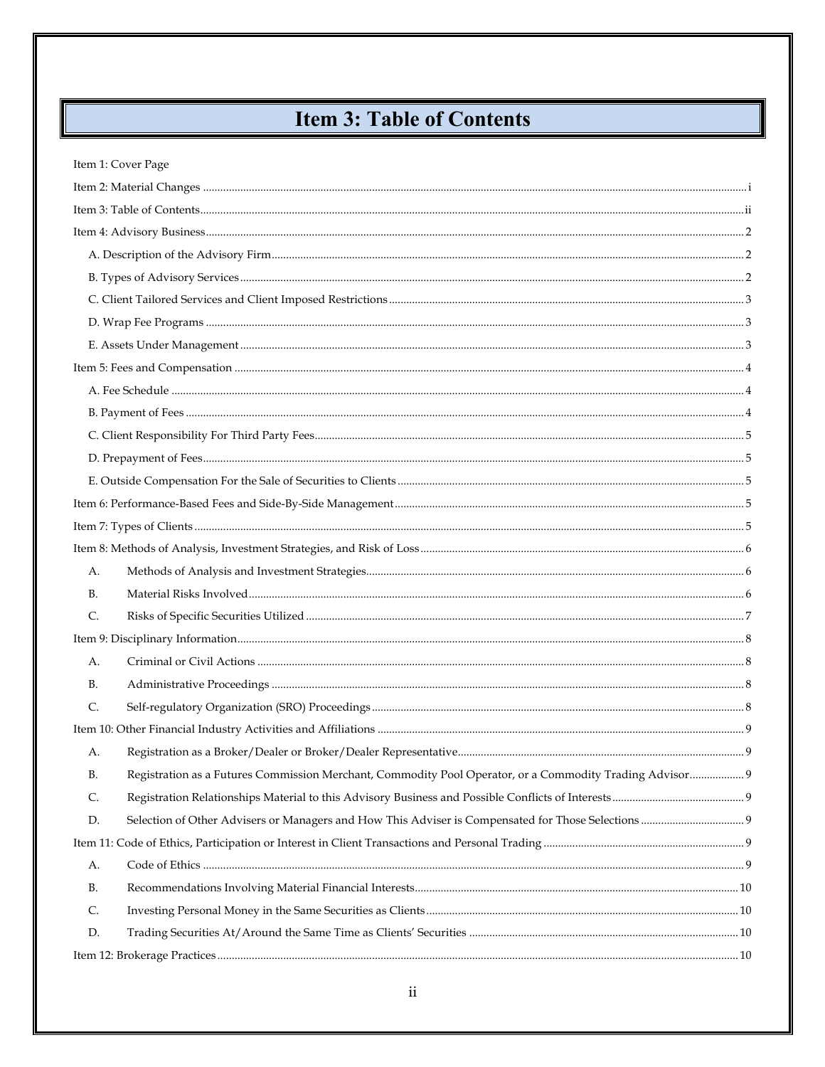# Item 3: Table of Contents

Item 1: Cover Page

Item 2: Material Changes ........ i

Item 3: Table of Contents ........ ii

Item 4: Advisory Business ........ 2

- A. Description of the Advisory Firm ........ 2
- B. Types of Advisory Services ........ 2
- C. Client Tailored Services and Client Imposed Restrictions ........ 3
- D. Wrap Fee Programs ........ 3
- E. Assets Under Management ........ 3

Item 5: Fees and Compensation ........ 4

- A. Fee Schedule ........ 4
- B. Payment of Fees ........ 4
- C. Client Responsibility For Third Party Fees ........ 5
- D. Prepayment of Fees ........ 5
- E. Outside Compensation For the Sale of Securities to Clients ........ 5

Item 6: Performance-Based Fees and Side-By-Side Management ........ 5

Item 7: Types of Clients ........ 5

Item 8: Methods of Analysis, Investment Strategies, and Risk of Loss ........ 6

- A. Methods of Analysis and Investment Strategies ........ 6
- B. Material Risks Involved ........ 6
- C. Risks of Specific Securities Utilized ........ 7

Item 9: Disciplinary Information ........ 8

- A. Criminal or Civil Actions ........ 8
- B. Administrative Proceedings ........ 8
- C. Self-regulatory Organization (SRO) Proceedings ........ 8

Item 10: Other Financial Industry Activities and Affiliations ........ 9

- A. Registration as a Broker/Dealer or Broker/Dealer Representative ........ 9
- B. Registration as a Futures Commission Merchant, Commodity Pool Operator, or a Commodity Trading Advisor ........ 9
- C. Registration Relationships Material to this Advisory Business and Possible Conflicts of Interests ........ 9
- D. Selection of Other Advisers or Managers and How This Adviser is Compensated for Those Selections ........ 9

Item 11: Code of Ethics, Participation or Interest in Client Transactions and Personal Trading ........ 9

- A. Code of Ethics ........ 9
- B. Recommendations Involving Material Financial Interests ........ 10
- C. Investing Personal Money in the Same Securities as Clients ........ 10
- D. Trading Securities At/Around the Same Time as Clients' Securities ........ 10

Item 12: Brokerage Practices ........ 10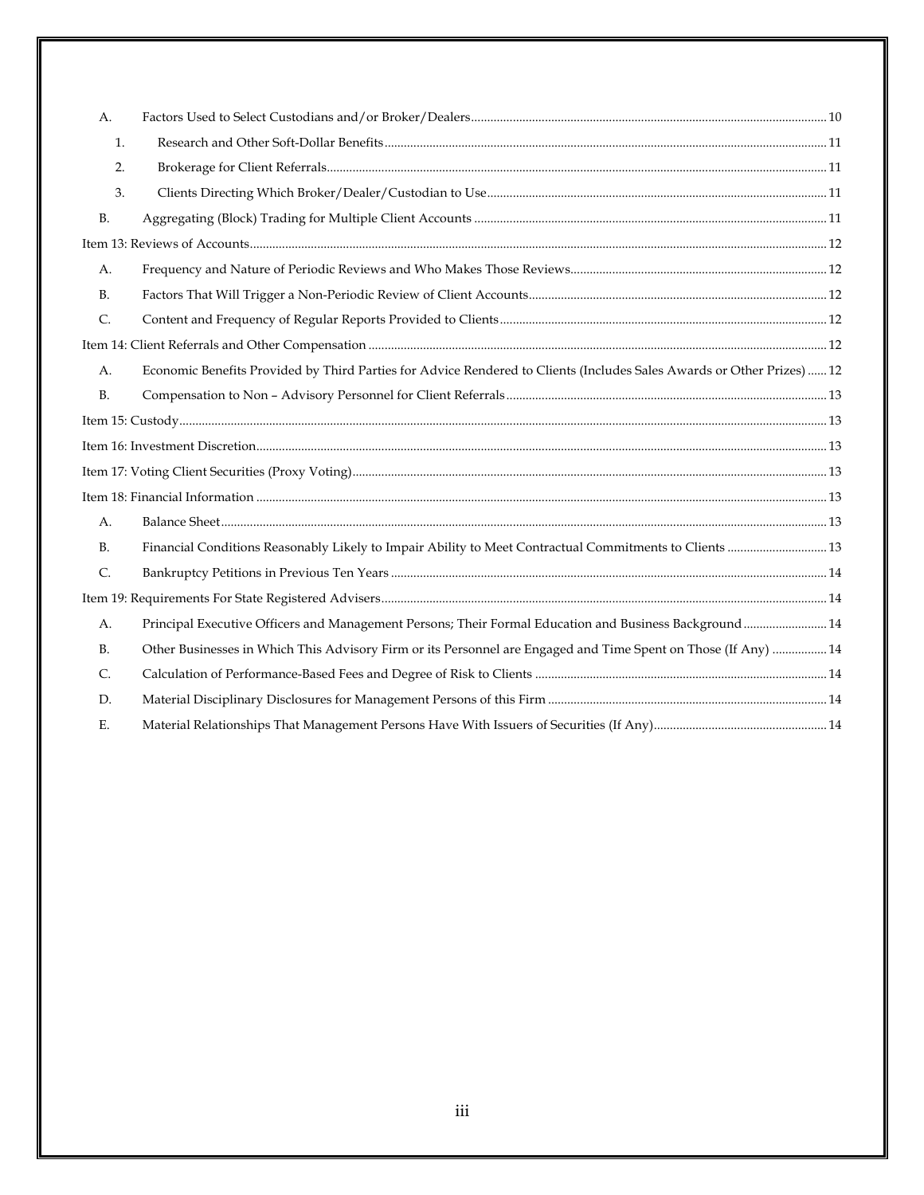- A. Factors Used to Select Custodians and/or Broker/Dealers .......... 10
  - 1. Research and Other Soft-Dollar Benefits .......... 11
  - 2. Brokerage for Client Referrals .......... 11
  - 3. Clients Directing Which Broker/Dealer/Custodian to Use .......... 11
- B. Aggregating (Block) Trading for Multiple Client Accounts .......... 11

Item 13: Reviews of Accounts .......... 12

- A. Frequency and Nature of Periodic Reviews and Who Makes Those Reviews .......... 12
- B. Factors That Will Trigger a Non-Periodic Review of Client Accounts .......... 12
- C. Content and Frequency of Regular Reports Provided to Clients .......... 12

Item 14: Client Referrals and Other Compensation .......... 12

- A. Economic Benefits Provided by Third Parties for Advice Rendered to Clients (Includes Sales Awards or Other Prizes) .......... 12
- B. Compensation to Non – Advisory Personnel for Client Referrals .......... 13

Item 15: Custody .......... 13

Item 16: Investment Discretion .......... 13

Item 17: Voting Client Securities (Proxy Voting) .......... 13

Item 18: Financial Information .......... 13

- A. Balance Sheet .......... 13
- B. Financial Conditions Reasonably Likely to Impair Ability to Meet Contractual Commitments to Clients .......... 13
- C. Bankruptcy Petitions in Previous Ten Years .......... 14

Item 19: Requirements For State Registered Advisers .......... 14

- A. Principal Executive Officers and Management Persons; Their Formal Education and Business Background .......... 14
- B. Other Businesses in Which This Advisory Firm or its Personnel are Engaged and Time Spent on Those (If Any) .......... 14
- C. Calculation of Performance-Based Fees and Degree of Risk to Clients .......... 14
- D. Material Disciplinary Disclosures for Management Persons of this Firm .......... 14
- E. Material Relationships That Management Persons Have With Issuers of Securities (If Any) .......... 14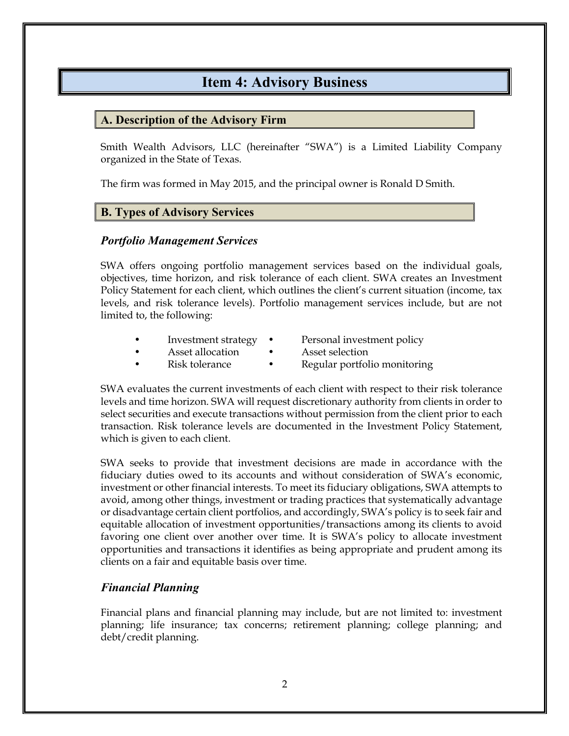# Item 4: Advisory Business

## A. Description of the Advisory Firm

Smith Wealth Advisors, LLC (hereinafter "SWA") is a Limited Liability Company organized in the State of Texas.

The firm was formed in May 2015, and the principal owner is Ronald D Smith.

## B. Types of Advisory Services

### *Portfolio Management Services*

SWA offers ongoing portfolio management services based on the individual goals, objectives, time horizon, and risk tolerance of each client. SWA creates an Investment Policy Statement for each client, which outlines the client's current situation (income, tax levels, and risk tolerance levels). Portfolio management services include, but are not limited to, the following:

- Investment strategy
- Asset allocation
- Risk tolerance
- Personal investment policy
- Asset selection
- Regular portfolio monitoring

SWA evaluates the current investments of each client with respect to their risk tolerance levels and time horizon. SWA will request discretionary authority from clients in order to select securities and execute transactions without permission from the client prior to each transaction. Risk tolerance levels are documented in the Investment Policy Statement, which is given to each client.

SWA seeks to provide that investment decisions are made in accordance with the fiduciary duties owed to its accounts and without consideration of SWA's economic, investment or other financial interests. To meet its fiduciary obligations, SWA attempts to avoid, among other things, investment or trading practices that systematically advantage or disadvantage certain client portfolios, and accordingly, SWA's policy is to seek fair and equitable allocation of investment opportunities/transactions among its clients to avoid favoring one client over another over time. It is SWA's policy to allocate investment opportunities and transactions it identifies as being appropriate and prudent among its clients on a fair and equitable basis over time.

### *Financial Planning*

Financial plans and financial planning may include, but are not limited to: investment planning; life insurance; tax concerns; retirement planning; college planning; and debt/credit planning.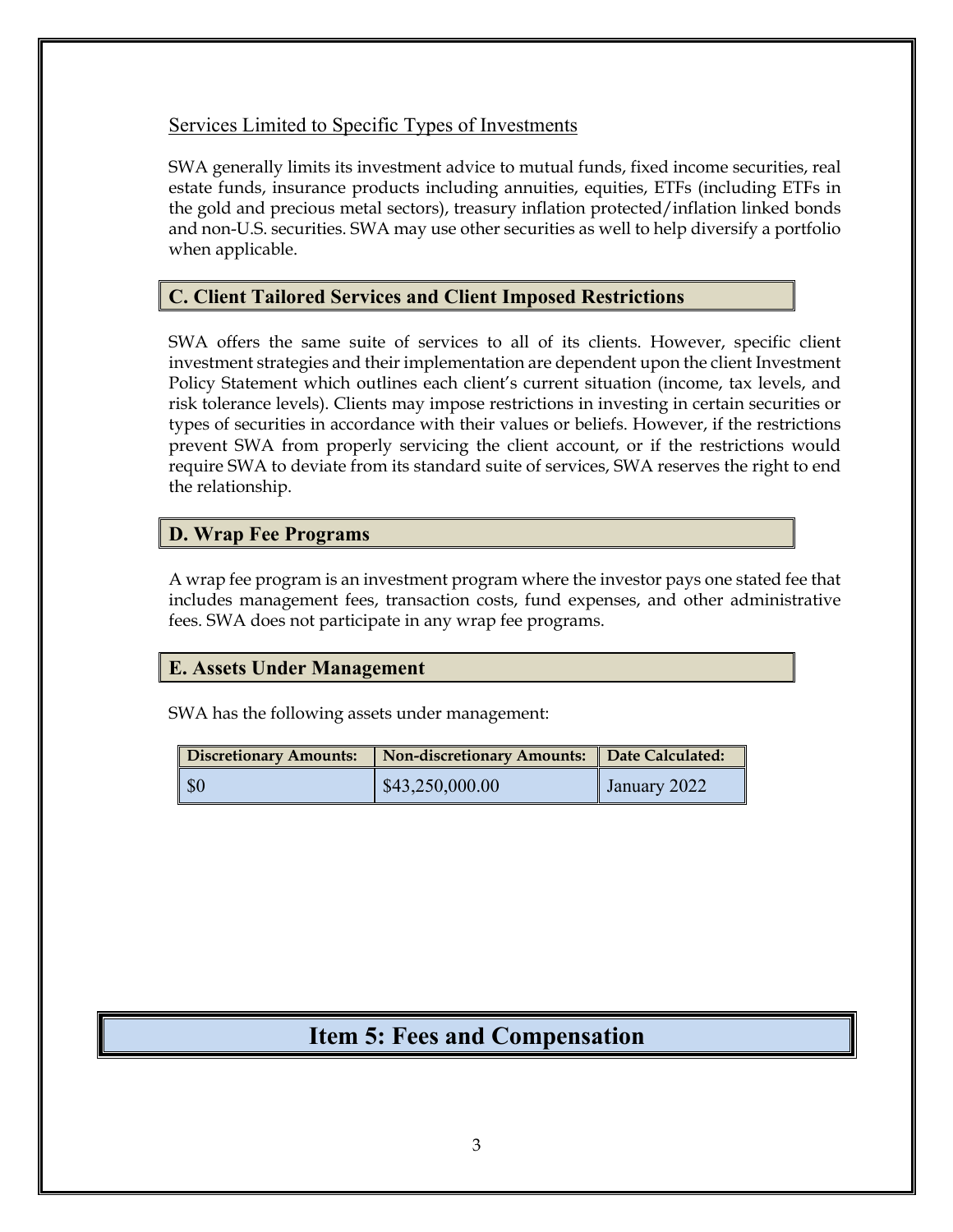Services Limited to Specific Types of Investments

SWA generally limits its investment advice to mutual funds, fixed income securities, real estate funds, insurance products including annuities, equities, ETFs (including ETFs in the gold and precious metal sectors), treasury inflation protected/inflation linked bonds and non-U.S. securities. SWA may use other securities as well to help diversify a portfolio when applicable.

## C. Client Tailored Services and Client Imposed Restrictions

SWA offers the same suite of services to all of its clients. However, specific client investment strategies and their implementation are dependent upon the client Investment Policy Statement which outlines each client's current situation (income, tax levels, and risk tolerance levels). Clients may impose restrictions in investing in certain securities or types of securities in accordance with their values or beliefs. However, if the restrictions prevent SWA from properly servicing the client account, or if the restrictions would require SWA to deviate from its standard suite of services, SWA reserves the right to end the relationship.

## D. Wrap Fee Programs

A wrap fee program is an investment program where the investor pays one stated fee that includes management fees, transaction costs, fund expenses, and other administrative fees. SWA does not participate in any wrap fee programs.

## E. Assets Under Management

SWA has the following assets under management:

| Discretionary Amounts: | Non-discretionary Amounts: | Date Calculated: |
|---|---|---|
| $0 | $43,250,000.00 | January 2022 |

# Item 5: Fees and Compensation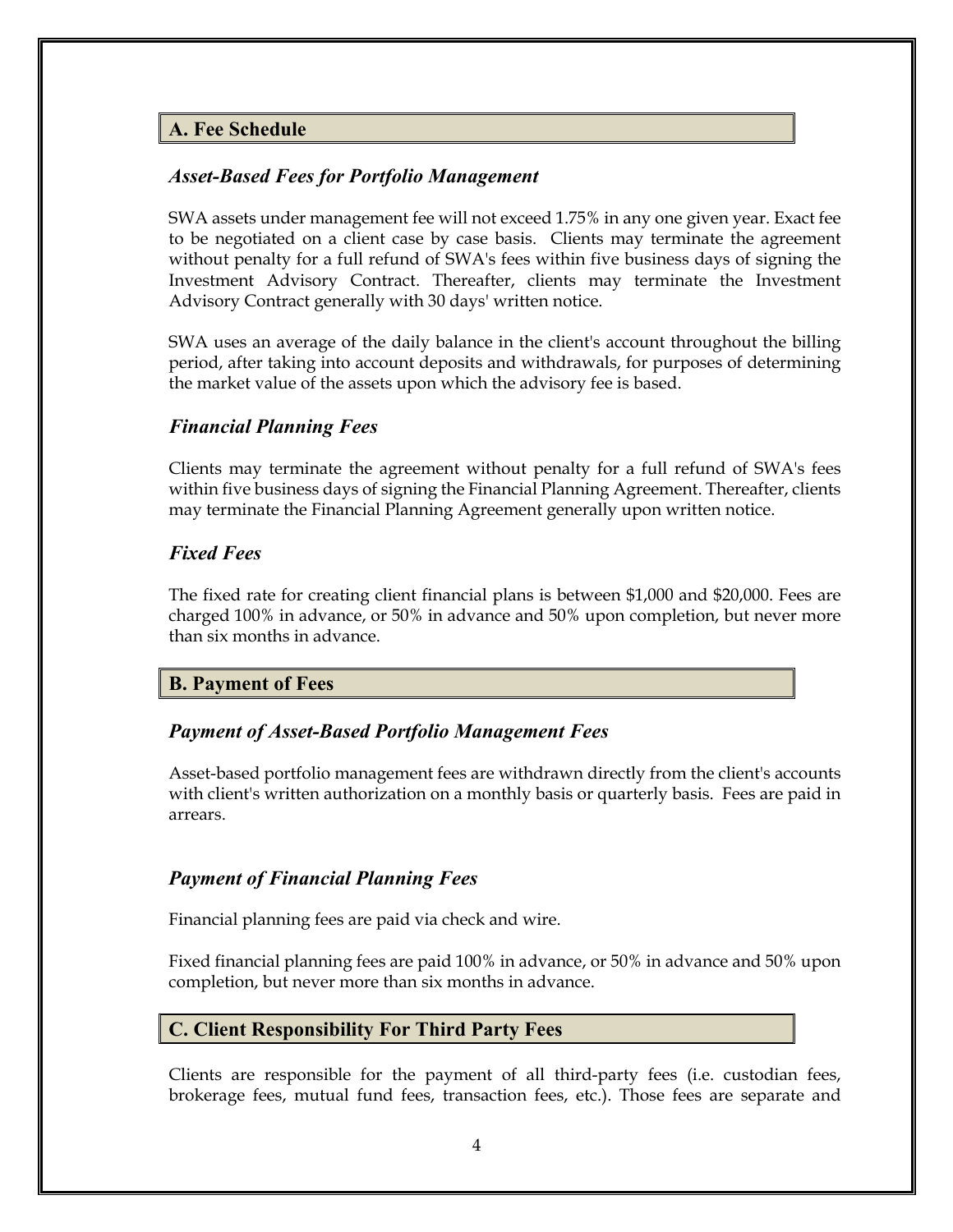## A. Fee Schedule

### *Asset-Based Fees for Portfolio Management*

SWA assets under management fee will not exceed 1.75% in any one given year. Exact fee to be negotiated on a client case by case basis. Clients may terminate the agreement without penalty for a full refund of SWA's fees within five business days of signing the Investment Advisory Contract. Thereafter, clients may terminate the Investment Advisory Contract generally with 30 days' written notice.

SWA uses an average of the daily balance in the client's account throughout the billing period, after taking into account deposits and withdrawals, for purposes of determining the market value of the assets upon which the advisory fee is based.

### *Financial Planning Fees*

Clients may terminate the agreement without penalty for a full refund of SWA's fees within five business days of signing the Financial Planning Agreement. Thereafter, clients may terminate the Financial Planning Agreement generally upon written notice.

### *Fixed Fees*

The fixed rate for creating client financial plans is between $1,000 and $20,000. Fees are charged 100% in advance, or 50% in advance and 50% upon completion, but never more than six months in advance.

## B. Payment of Fees

### *Payment of Asset-Based Portfolio Management Fees*

Asset-based portfolio management fees are withdrawn directly from the client's accounts with client's written authorization on a monthly basis or quarterly basis. Fees are paid in arrears.

### *Payment of Financial Planning Fees*

Financial planning fees are paid via check and wire.

Fixed financial planning fees are paid 100% in advance, or 50% in advance and 50% upon completion, but never more than six months in advance.

## C. Client Responsibility For Third Party Fees

Clients are responsible for the payment of all third-party fees (i.e. custodian fees, brokerage fees, mutual fund fees, transaction fees, etc.). Those fees are separate and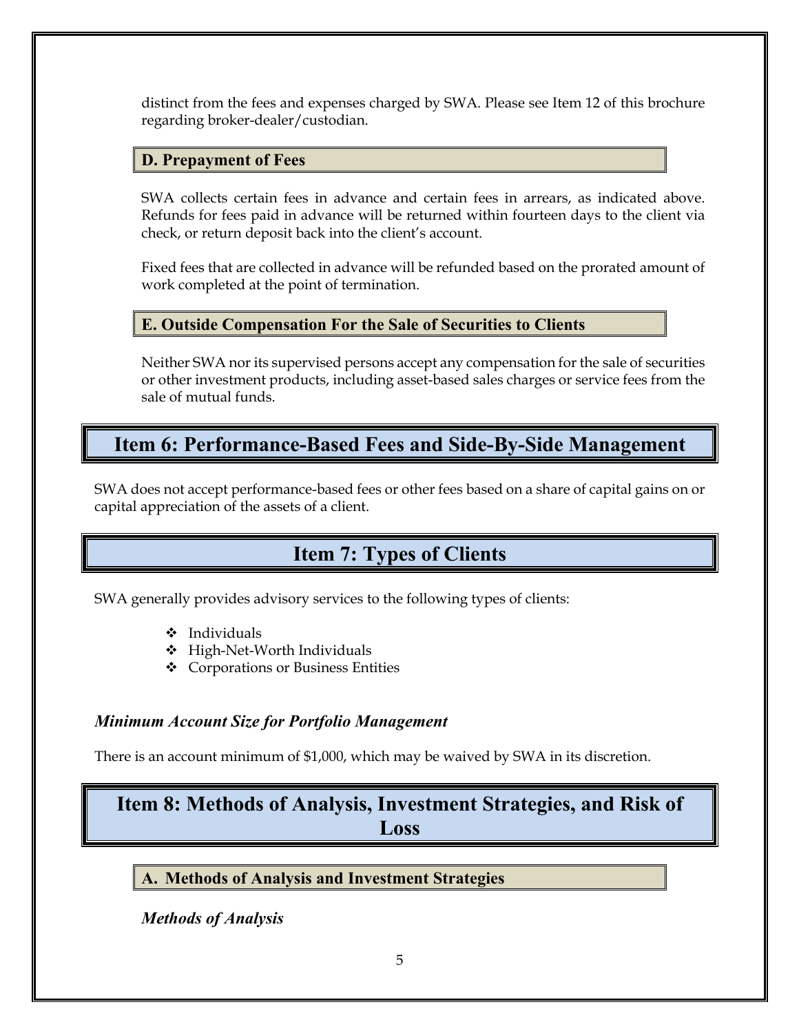distinct from the fees and expenses charged by SWA. Please see Item 12 of this brochure regarding broker-dealer/custodian.

### D. Prepayment of Fees

SWA collects certain fees in advance and certain fees in arrears, as indicated above. Refunds for fees paid in advance will be returned within fourteen days to the client via check, or return deposit back into the client's account.

Fixed fees that are collected in advance will be refunded based on the prorated amount of work completed at the point of termination.

### E. Outside Compensation For the Sale of Securities to Clients

Neither SWA nor its supervised persons accept any compensation for the sale of securities or other investment products, including asset-based sales charges or service fees from the sale of mutual funds.

## Item 6: Performance-Based Fees and Side-By-Side Management

SWA does not accept performance-based fees or other fees based on a share of capital gains on or capital appreciation of the assets of a client.

## Item 7: Types of Clients

SWA generally provides advisory services to the following types of clients:

- Individuals
- High-Net-Worth Individuals
- Corporations or Business Entities

***Minimum Account Size for Portfolio Management***

There is an account minimum of $1,000, which may be waived by SWA in its discretion.

## Item 8: Methods of Analysis, Investment Strategies, and Risk of Loss

### A. Methods of Analysis and Investment Strategies

***Methods of Analysis***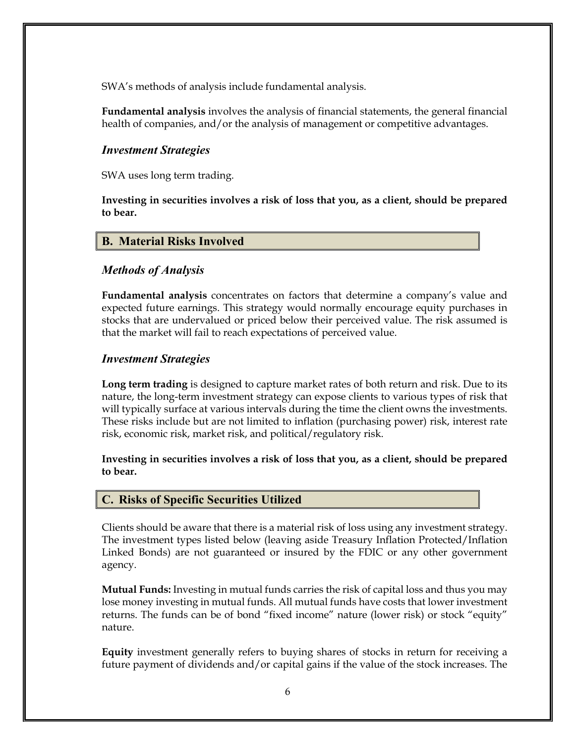SWA's methods of analysis include fundamental analysis.

**Fundamental analysis** involves the analysis of financial statements, the general financial health of companies, and/or the analysis of management or competitive advantages.

### *Investment Strategies*

SWA uses long term trading.

**Investing in securities involves a risk of loss that you, as a client, should be prepared to bear.**

## B. Material Risks Involved

### *Methods of Analysis*

**Fundamental analysis** concentrates on factors that determine a company's value and expected future earnings. This strategy would normally encourage equity purchases in stocks that are undervalued or priced below their perceived value. The risk assumed is that the market will fail to reach expectations of perceived value.

### *Investment Strategies*

**Long term trading** is designed to capture market rates of both return and risk. Due to its nature, the long-term investment strategy can expose clients to various types of risk that will typically surface at various intervals during the time the client owns the investments. These risks include but are not limited to inflation (purchasing power) risk, interest rate risk, economic risk, market risk, and political/regulatory risk.

**Investing in securities involves a risk of loss that you, as a client, should be prepared to bear.**

## C. Risks of Specific Securities Utilized

Clients should be aware that there is a material risk of loss using any investment strategy. The investment types listed below (leaving aside Treasury Inflation Protected/Inflation Linked Bonds) are not guaranteed or insured by the FDIC or any other government agency.

**Mutual Funds:** Investing in mutual funds carries the risk of capital loss and thus you may lose money investing in mutual funds. All mutual funds have costs that lower investment returns. The funds can be of bond "fixed income" nature (lower risk) or stock "equity" nature.

**Equity** investment generally refers to buying shares of stocks in return for receiving a future payment of dividends and/or capital gains if the value of the stock increases. The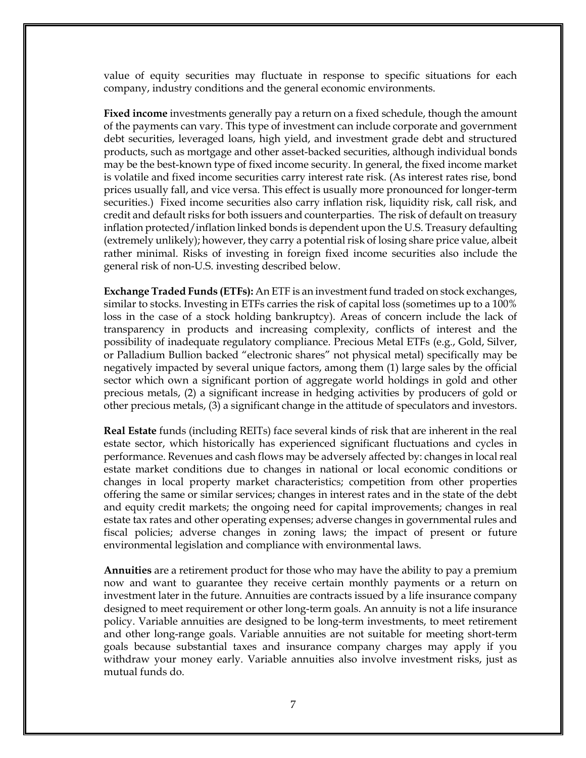value of equity securities may fluctuate in response to specific situations for each company, industry conditions and the general economic environments.

**Fixed income** investments generally pay a return on a fixed schedule, though the amount of the payments can vary. This type of investment can include corporate and government debt securities, leveraged loans, high yield, and investment grade debt and structured products, such as mortgage and other asset-backed securities, although individual bonds may be the best-known type of fixed income security. In general, the fixed income market is volatile and fixed income securities carry interest rate risk. (As interest rates rise, bond prices usually fall, and vice versa. This effect is usually more pronounced for longer-term securities.) Fixed income securities also carry inflation risk, liquidity risk, call risk, and credit and default risks for both issuers and counterparties. The risk of default on treasury inflation protected/inflation linked bonds is dependent upon the U.S. Treasury defaulting (extremely unlikely); however, they carry a potential risk of losing share price value, albeit rather minimal. Risks of investing in foreign fixed income securities also include the general risk of non-U.S. investing described below.

**Exchange Traded Funds (ETFs):** An ETF is an investment fund traded on stock exchanges, similar to stocks. Investing in ETFs carries the risk of capital loss (sometimes up to a 100% loss in the case of a stock holding bankruptcy). Areas of concern include the lack of transparency in products and increasing complexity, conflicts of interest and the possibility of inadequate regulatory compliance. Precious Metal ETFs (e.g., Gold, Silver, or Palladium Bullion backed "electronic shares" not physical metal) specifically may be negatively impacted by several unique factors, among them (1) large sales by the official sector which own a significant portion of aggregate world holdings in gold and other precious metals, (2) a significant increase in hedging activities by producers of gold or other precious metals, (3) a significant change in the attitude of speculators and investors.

**Real Estate** funds (including REITs) face several kinds of risk that are inherent in the real estate sector, which historically has experienced significant fluctuations and cycles in performance. Revenues and cash flows may be adversely affected by: changes in local real estate market conditions due to changes in national or local economic conditions or changes in local property market characteristics; competition from other properties offering the same or similar services; changes in interest rates and in the state of the debt and equity credit markets; the ongoing need for capital improvements; changes in real estate tax rates and other operating expenses; adverse changes in governmental rules and fiscal policies; adverse changes in zoning laws; the impact of present or future environmental legislation and compliance with environmental laws.

**Annuities** are a retirement product for those who may have the ability to pay a premium now and want to guarantee they receive certain monthly payments or a return on investment later in the future. Annuities are contracts issued by a life insurance company designed to meet requirement or other long-term goals. An annuity is not a life insurance policy. Variable annuities are designed to be long-term investments, to meet retirement and other long-range goals. Variable annuities are not suitable for meeting short-term goals because substantial taxes and insurance company charges may apply if you withdraw your money early. Variable annuities also involve investment risks, just as mutual funds do.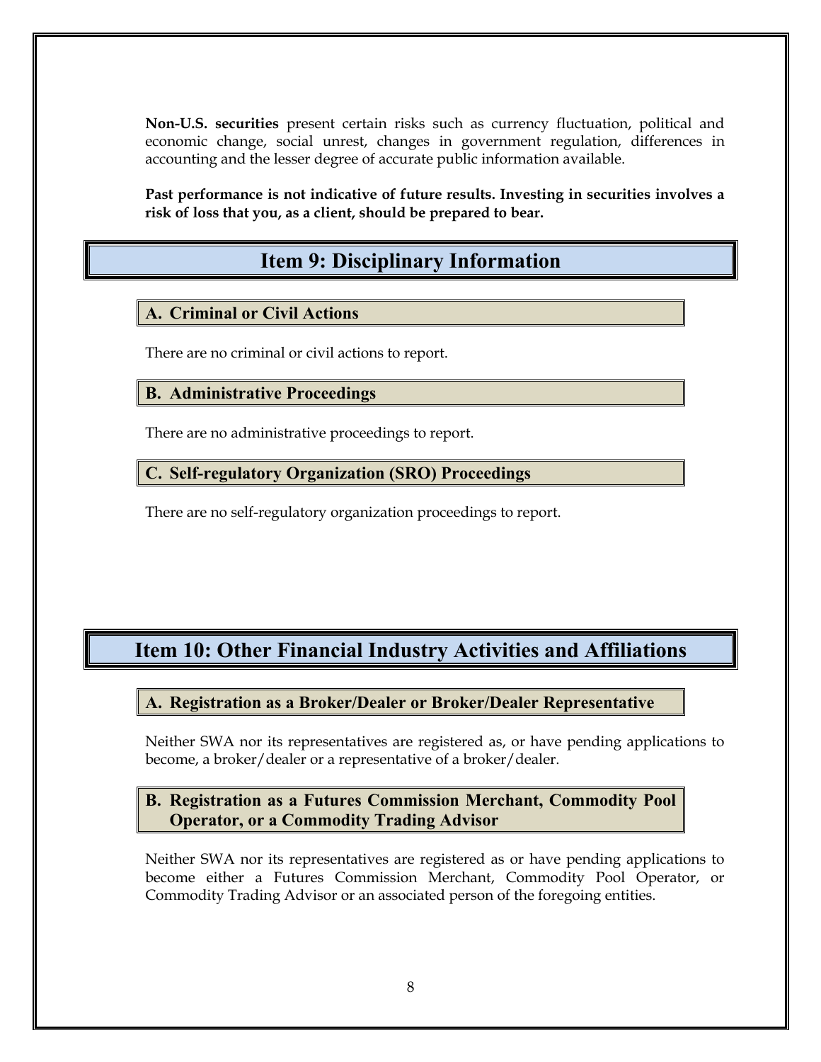**Non-U.S. securities** present certain risks such as currency fluctuation, political and economic change, social unrest, changes in government regulation, differences in accounting and the lesser degree of accurate public information available.

**Past performance is not indicative of future results. Investing in securities involves a risk of loss that you, as a client, should be prepared to bear.**

## Item 9: Disciplinary Information

### A. Criminal or Civil Actions

There are no criminal or civil actions to report.

### B. Administrative Proceedings

There are no administrative proceedings to report.

### C. Self-regulatory Organization (SRO) Proceedings

There are no self-regulatory organization proceedings to report.

## Item 10: Other Financial Industry Activities and Affiliations

### A. Registration as a Broker/Dealer or Broker/Dealer Representative

Neither SWA nor its representatives are registered as, or have pending applications to become, a broker/dealer or a representative of a broker/dealer.

### B. Registration as a Futures Commission Merchant, Commodity Pool Operator, or a Commodity Trading Advisor

Neither SWA nor its representatives are registered as or have pending applications to become either a Futures Commission Merchant, Commodity Pool Operator, or Commodity Trading Advisor or an associated person of the foregoing entities.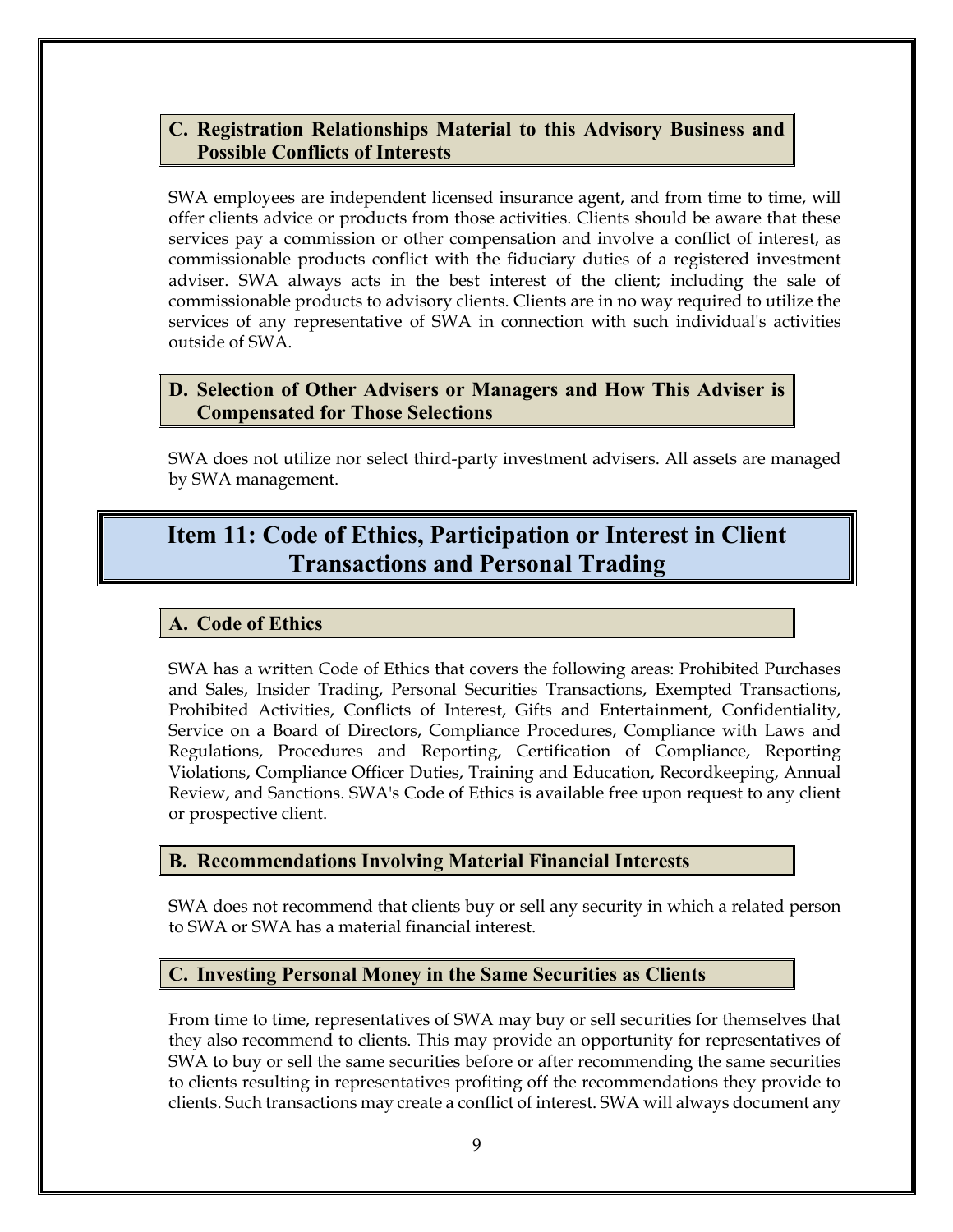### C. Registration Relationships Material to this Advisory Business and Possible Conflicts of Interests

SWA employees are independent licensed insurance agent, and from time to time, will offer clients advice or products from those activities. Clients should be aware that these services pay a commission or other compensation and involve a conflict of interest, as commissionable products conflict with the fiduciary duties of a registered investment adviser. SWA always acts in the best interest of the client; including the sale of commissionable products to advisory clients. Clients are in no way required to utilize the services of any representative of SWA in connection with such individual's activities outside of SWA.

### D. Selection of Other Advisers or Managers and How This Adviser is Compensated for Those Selections

SWA does not utilize nor select third-party investment advisers. All assets are managed by SWA management.

## Item 11: Code of Ethics, Participation or Interest in Client Transactions and Personal Trading

### A. Code of Ethics

SWA has a written Code of Ethics that covers the following areas: Prohibited Purchases and Sales, Insider Trading, Personal Securities Transactions, Exempted Transactions, Prohibited Activities, Conflicts of Interest, Gifts and Entertainment, Confidentiality, Service on a Board of Directors, Compliance Procedures, Compliance with Laws and Regulations, Procedures and Reporting, Certification of Compliance, Reporting Violations, Compliance Officer Duties, Training and Education, Recordkeeping, Annual Review, and Sanctions. SWA's Code of Ethics is available free upon request to any client or prospective client.

### B. Recommendations Involving Material Financial Interests

SWA does not recommend that clients buy or sell any security in which a related person to SWA or SWA has a material financial interest.

### C. Investing Personal Money in the Same Securities as Clients

From time to time, representatives of SWA may buy or sell securities for themselves that they also recommend to clients. This may provide an opportunity for representatives of SWA to buy or sell the same securities before or after recommending the same securities to clients resulting in representatives profiting off the recommendations they provide to clients. Such transactions may create a conflict of interest. SWA will always document any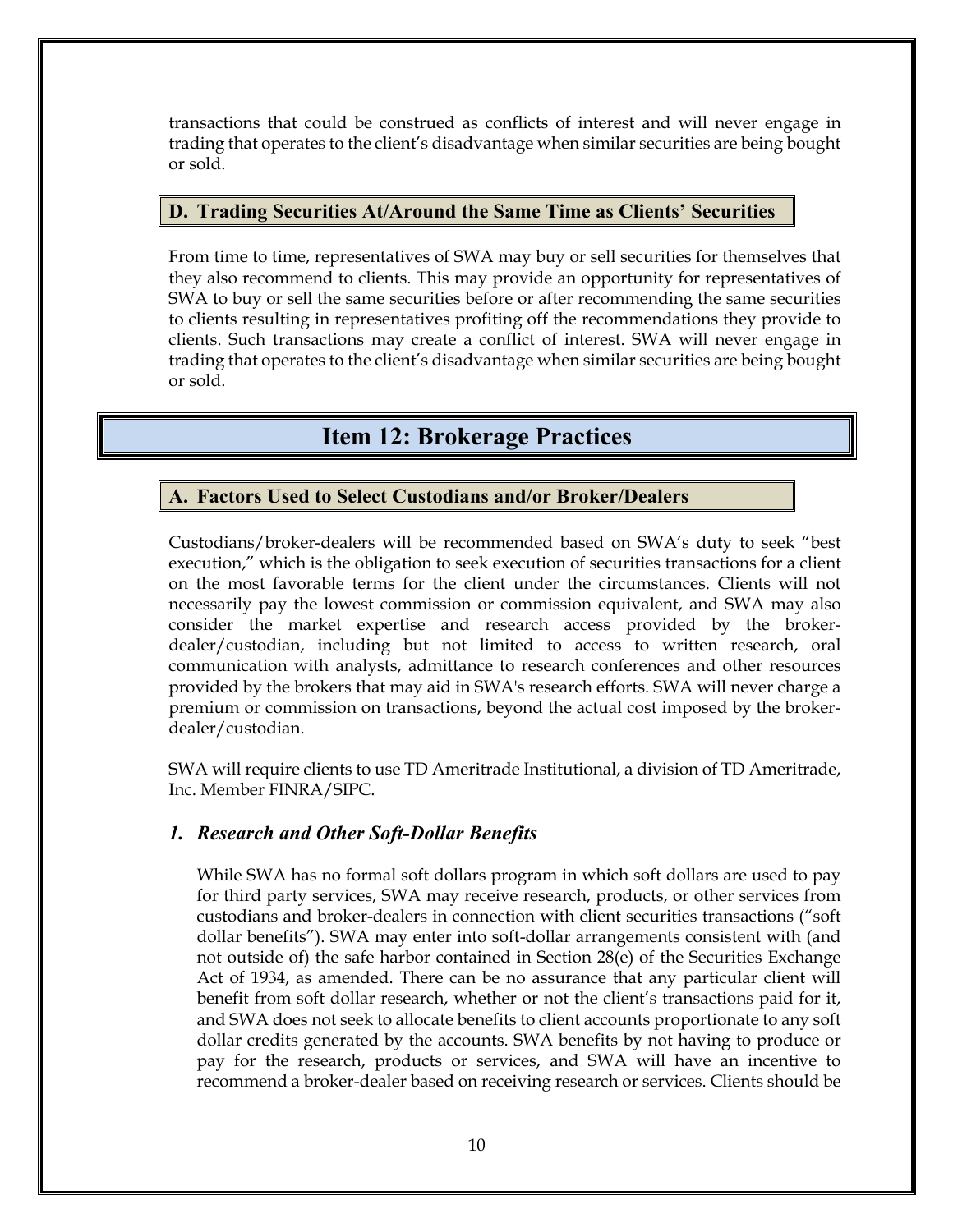transactions that could be construed as conflicts of interest and will never engage in trading that operates to the client's disadvantage when similar securities are being bought or sold.

### D. Trading Securities At/Around the Same Time as Clients' Securities

From time to time, representatives of SWA may buy or sell securities for themselves that they also recommend to clients. This may provide an opportunity for representatives of SWA to buy or sell the same securities before or after recommending the same securities to clients resulting in representatives profiting off the recommendations they provide to clients. Such transactions may create a conflict of interest. SWA will never engage in trading that operates to the client's disadvantage when similar securities are being bought or sold.

## Item 12: Brokerage Practices

### A. Factors Used to Select Custodians and/or Broker/Dealers

Custodians/broker-dealers will be recommended based on SWA's duty to seek "best execution," which is the obligation to seek execution of securities transactions for a client on the most favorable terms for the client under the circumstances. Clients will not necessarily pay the lowest commission or commission equivalent, and SWA may also consider the market expertise and research access provided by the broker-dealer/custodian, including but not limited to access to written research, oral communication with analysts, admittance to research conferences and other resources provided by the brokers that may aid in SWA's research efforts. SWA will never charge a premium or commission on transactions, beyond the actual cost imposed by the broker-dealer/custodian.

SWA will require clients to use TD Ameritrade Institutional, a division of TD Ameritrade, Inc. Member FINRA/SIPC.

#### *1. Research and Other Soft-Dollar Benefits*

While SWA has no formal soft dollars program in which soft dollars are used to pay for third party services, SWA may receive research, products, or other services from custodians and broker-dealers in connection with client securities transactions ("soft dollar benefits"). SWA may enter into soft-dollar arrangements consistent with (and not outside of) the safe harbor contained in Section 28(e) of the Securities Exchange Act of 1934, as amended. There can be no assurance that any particular client will benefit from soft dollar research, whether or not the client's transactions paid for it, and SWA does not seek to allocate benefits to client accounts proportionate to any soft dollar credits generated by the accounts. SWA benefits by not having to produce or pay for the research, products or services, and SWA will have an incentive to recommend a broker-dealer based on receiving research or services. Clients should be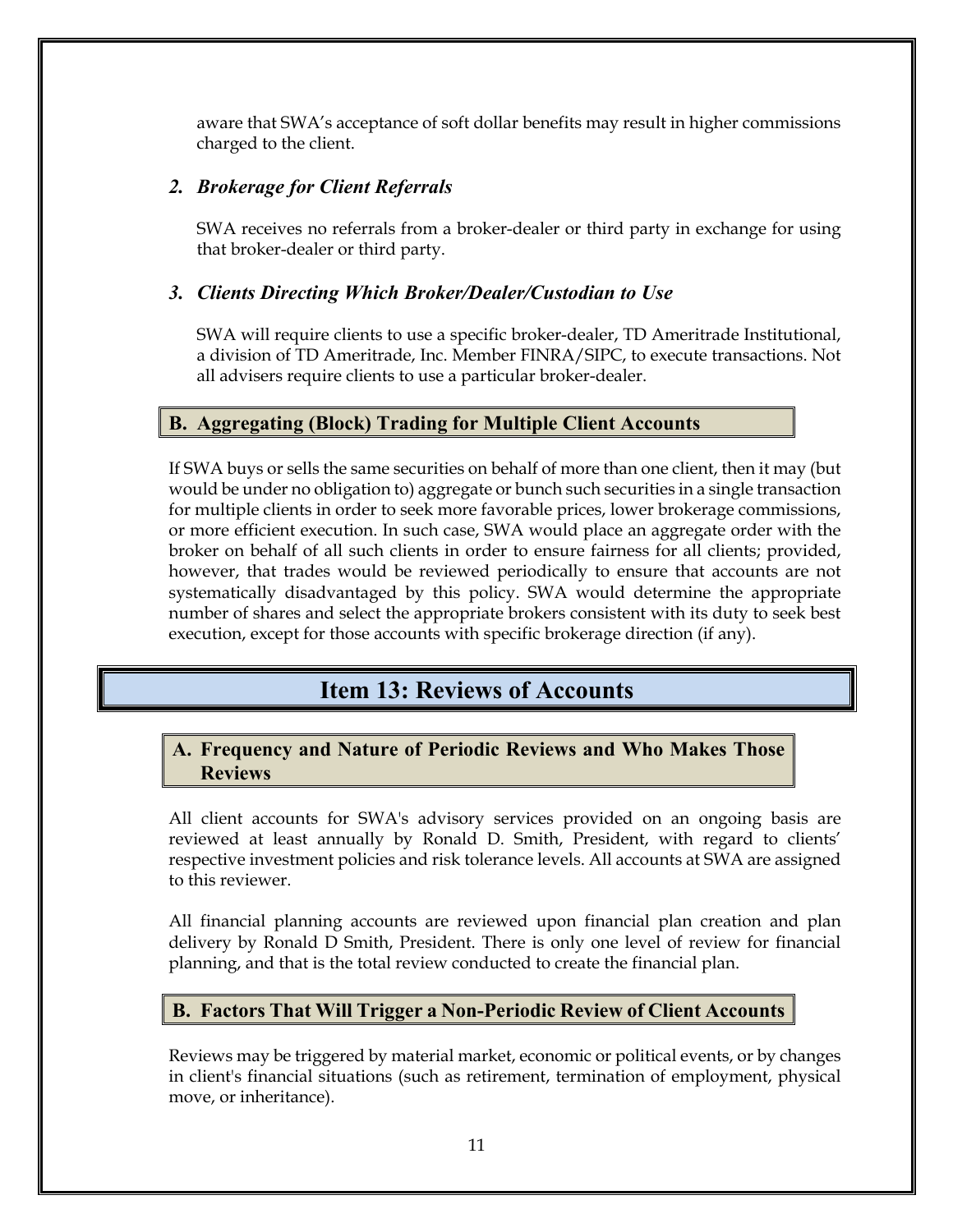aware that SWA's acceptance of soft dollar benefits may result in higher commissions charged to the client.

### *2. Brokerage for Client Referrals*

SWA receives no referrals from a broker-dealer or third party in exchange for using that broker-dealer or third party.

### *3. Clients Directing Which Broker/Dealer/Custodian to Use*

SWA will require clients to use a specific broker-dealer, TD Ameritrade Institutional, a division of TD Ameritrade, Inc. Member FINRA/SIPC, to execute transactions. Not all advisers require clients to use a particular broker-dealer.

## B. Aggregating (Block) Trading for Multiple Client Accounts

If SWA buys or sells the same securities on behalf of more than one client, then it may (but would be under no obligation to) aggregate or bunch such securities in a single transaction for multiple clients in order to seek more favorable prices, lower brokerage commissions, or more efficient execution. In such case, SWA would place an aggregate order with the broker on behalf of all such clients in order to ensure fairness for all clients; provided, however, that trades would be reviewed periodically to ensure that accounts are not systematically disadvantaged by this policy. SWA would determine the appropriate number of shares and select the appropriate brokers consistent with its duty to seek best execution, except for those accounts with specific brokerage direction (if any).

# Item 13: Reviews of Accounts

## A. Frequency and Nature of Periodic Reviews and Who Makes Those Reviews

All client accounts for SWA's advisory services provided on an ongoing basis are reviewed at least annually by Ronald D. Smith, President, with regard to clients' respective investment policies and risk tolerance levels. All accounts at SWA are assigned to this reviewer.

All financial planning accounts are reviewed upon financial plan creation and plan delivery by Ronald D Smith, President. There is only one level of review for financial planning, and that is the total review conducted to create the financial plan.

## B. Factors That Will Trigger a Non-Periodic Review of Client Accounts

Reviews may be triggered by material market, economic or political events, or by changes in client's financial situations (such as retirement, termination of employment, physical move, or inheritance).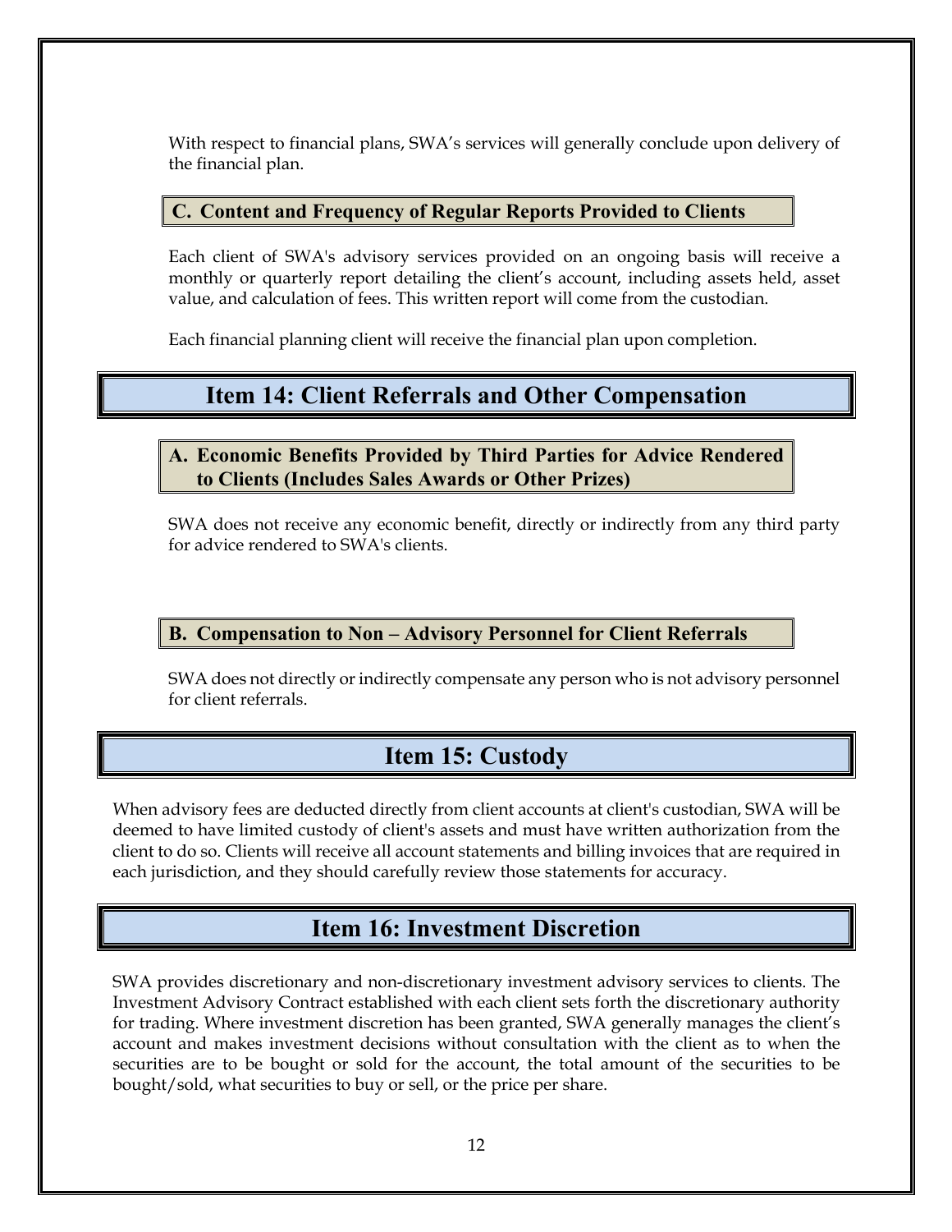With respect to financial plans, SWA's services will generally conclude upon delivery of the financial plan.

### C. Content and Frequency of Regular Reports Provided to Clients

Each client of SWA's advisory services provided on an ongoing basis will receive a monthly or quarterly report detailing the client's account, including assets held, asset value, and calculation of fees. This written report will come from the custodian.

Each financial planning client will receive the financial plan upon completion.

## Item 14: Client Referrals and Other Compensation

### A. Economic Benefits Provided by Third Parties for Advice Rendered to Clients (Includes Sales Awards or Other Prizes)

SWA does not receive any economic benefit, directly or indirectly from any third party for advice rendered to SWA's clients.

### B. Compensation to Non – Advisory Personnel for Client Referrals

SWA does not directly or indirectly compensate any person who is not advisory personnel for client referrals.

## Item 15: Custody

When advisory fees are deducted directly from client accounts at client's custodian, SWA will be deemed to have limited custody of client's assets and must have written authorization from the client to do so. Clients will receive all account statements and billing invoices that are required in each jurisdiction, and they should carefully review those statements for accuracy.

## Item 16: Investment Discretion

SWA provides discretionary and non-discretionary investment advisory services to clients. The Investment Advisory Contract established with each client sets forth the discretionary authority for trading. Where investment discretion has been granted, SWA generally manages the client's account and makes investment decisions without consultation with the client as to when the securities are to be bought or sold for the account, the total amount of the securities to be bought/sold, what securities to buy or sell, or the price per share.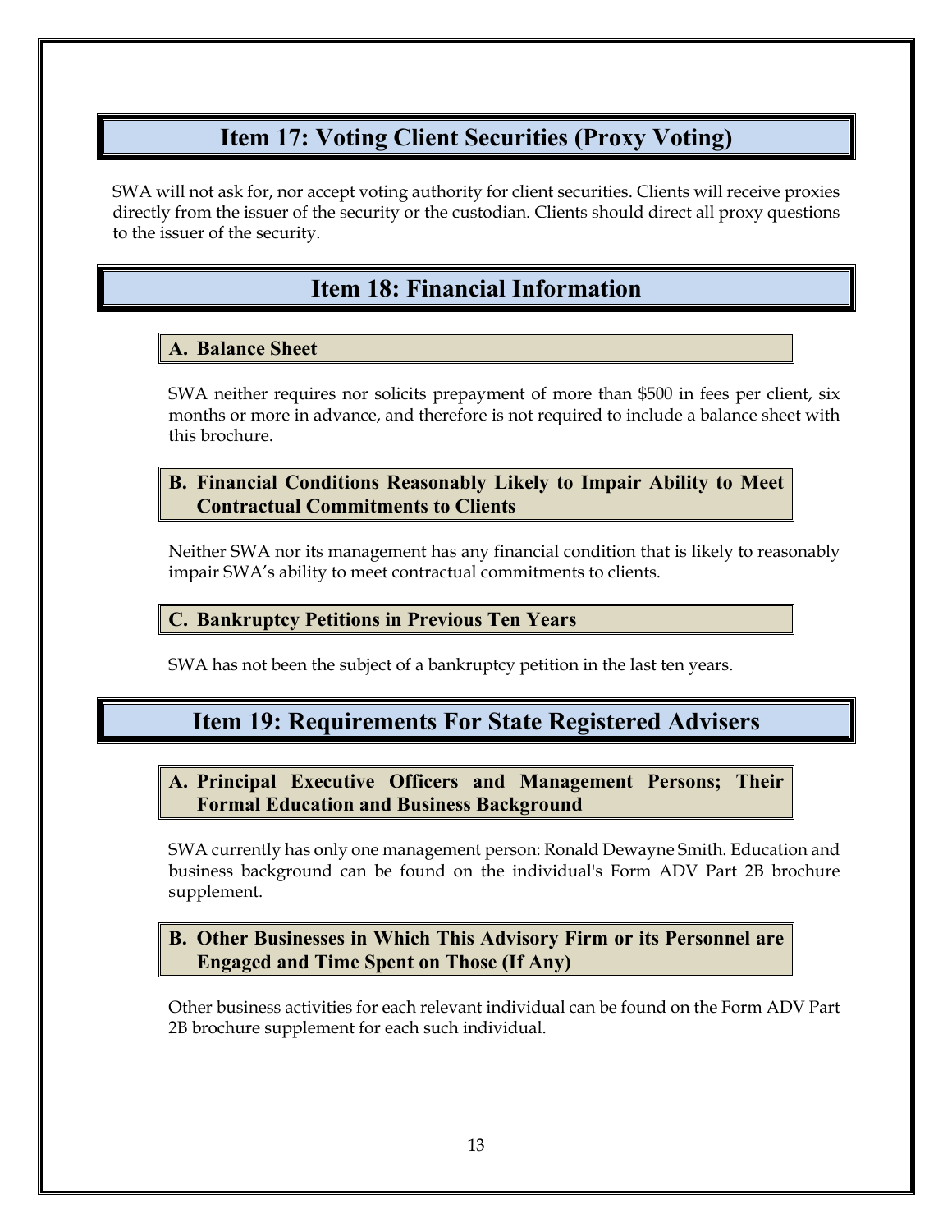## Item 17: Voting Client Securities (Proxy Voting)

SWA will not ask for, nor accept voting authority for client securities. Clients will receive proxies directly from the issuer of the security or the custodian. Clients should direct all proxy questions to the issuer of the security.

## Item 18: Financial Information

### A. Balance Sheet

SWA neither requires nor solicits prepayment of more than $500 in fees per client, six months or more in advance, and therefore is not required to include a balance sheet with this brochure.

### B. Financial Conditions Reasonably Likely to Impair Ability to Meet Contractual Commitments to Clients

Neither SWA nor its management has any financial condition that is likely to reasonably impair SWA's ability to meet contractual commitments to clients.

### C. Bankruptcy Petitions in Previous Ten Years

SWA has not been the subject of a bankruptcy petition in the last ten years.

## Item 19: Requirements For State Registered Advisers

### A. Principal Executive Officers and Management Persons; Their Formal Education and Business Background

SWA currently has only one management person: Ronald Dewayne Smith. Education and business background can be found on the individual's Form ADV Part 2B brochure supplement.

### B. Other Businesses in Which This Advisory Firm or its Personnel are Engaged and Time Spent on Those (If Any)

Other business activities for each relevant individual can be found on the Form ADV Part 2B brochure supplement for each such individual.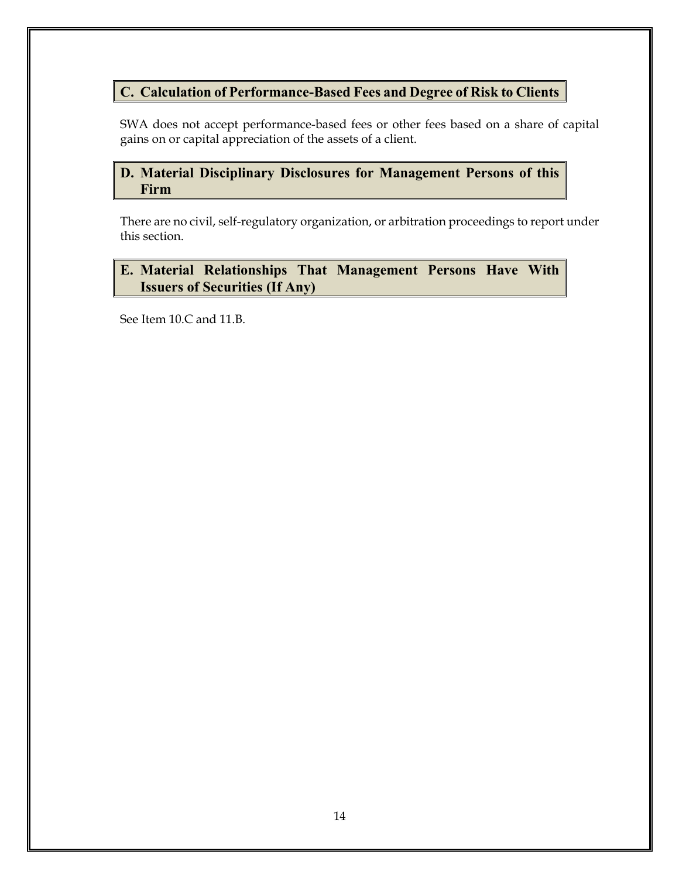## C. Calculation of Performance-Based Fees and Degree of Risk to Clients

SWA does not accept performance-based fees or other fees based on a share of capital gains on or capital appreciation of the assets of a client.

## D. Material Disciplinary Disclosures for Management Persons of this Firm

There are no civil, self-regulatory organization, or arbitration proceedings to report under this section.

## E. Material Relationships That Management Persons Have With Issuers of Securities (If Any)

See Item 10.C and 11.B.